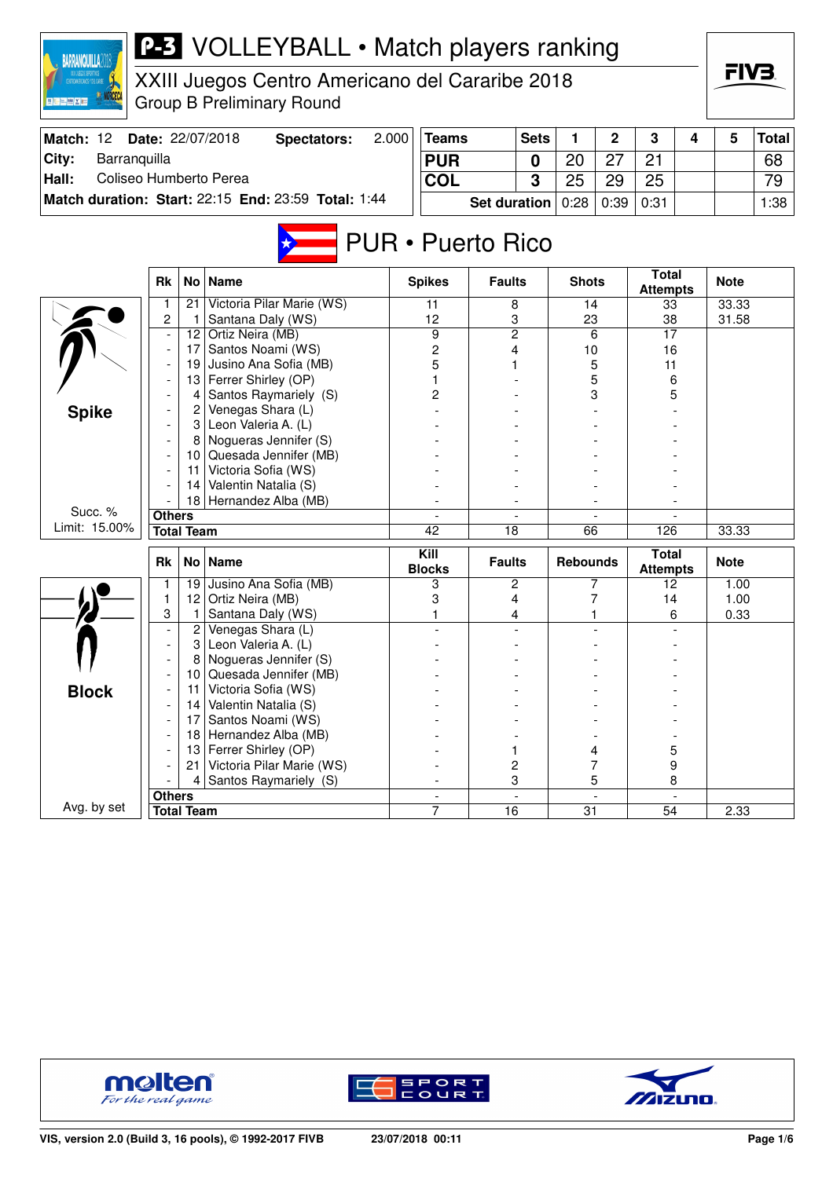# P-3 VOLLEYBALL • Match players ranking

XXIII Juegos Centro Americano del Cararibe 2018
Group B Preliminary Round

| Match: 12 | Date: 22/07/2018 | Spectators: | 2.000 |
|---|---|---|---|
| City: | Barranquilla | | |
| Hall: | Coliseo Humberto Perea | | |
| Match duration: Start: 22:15 | End: 23:59 | Total: 1:44 | |

| Teams | Sets | 1 | 2 | 3 | 4 | 5 | Total |
|---|---|---|---|---|---|---|---|
| PUR | 0 | 20 | 27 | 21 | | | 68 |
| COL | 3 | 25 | 29 | 25 | | | 79 |
| Set duration | | 0:28 | 0:39 | 0:31 | | | 1:38 |

## PUR • Puerto Rico

**Spike** (Succ. % Limit: 15.00%)

| Rk | No | Name | Spikes | Faults | Shots | Total Attempts | Note |
|---|---|---|---|---|---|---|---|
| 1 | 21 | Victoria Pilar Marie (WS) | 11 | 8 | 14 | 33 | 33.33 |
| 2 | 1 | Santana Daly (WS) | 12 | 3 | 23 | 38 | 31.58 |
| - | 12 | Ortiz Neira (MB) | 9 | 2 | 6 | 17 | |
| - | 17 | Santos Noami (WS) | 2 | 4 | 10 | 16 | |
| - | 19 | Jusino Ana Sofia (MB) | 5 | 1 | 5 | 11 | |
| - | 13 | Ferrer Shirley (OP) | 1 | - | 5 | 6 | |
| - | 4 | Santos Raymariely (S) | 2 | - | 3 | 5 | |
| - | 2 | Venegas Shara (L) | - | - | - | - | |
| - | 3 | Leon Valeria A. (L) | - | - | - | - | |
| - | 8 | Nogueras Jennifer (S) | - | - | - | - | |
| - | 10 | Quesada Jennifer (MB) | - | - | - | - | |
| - | 11 | Victoria Sofia (WS) | - | - | - | - | |
| - | 14 | Valentin Natalia (S) | - | - | - | - | |
| - | 18 | Hernandez Alba (MB) | - | - | - | - | |
| Others | | | - | - | - | - | |
| Total Team | | | 42 | 18 | 66 | 126 | 33.33 |

**Block** (Avg. by set)

| Rk | No | Name | Kill Blocks | Faults | Rebounds | Total Attempts | Note |
|---|---|---|---|---|---|---|---|
| 1 | 19 | Jusino Ana Sofia (MB) | 3 | 2 | 7 | 12 | 1.00 |
| 1 | 12 | Ortiz Neira (MB) | 3 | 4 | 7 | 14 | 1.00 |
| 3 | 1 | Santana Daly (WS) | 1 | 4 | 1 | 6 | 0.33 |
| - | 2 | Venegas Shara (L) | - | - | - | - | |
| - | 3 | Leon Valeria A. (L) | - | - | - | - | |
| - | 8 | Nogueras Jennifer (S) | - | - | - | - | |
| - | 10 | Quesada Jennifer (MB) | - | - | - | - | |
| - | 11 | Victoria Sofia (WS) | - | - | - | - | |
| - | 14 | Valentin Natalia (S) | - | - | - | - | |
| - | 17 | Santos Noami (WS) | - | - | - | - | |
| - | 18 | Hernandez Alba (MB) | - | - | - | - | |
| - | 13 | Ferrer Shirley (OP) | - | 1 | 4 | 5 | |
| - | 21 | Victoria Pilar Marie (WS) | - | 2 | 7 | 9 | |
| - | 4 | Santos Raymariely (S) | - | 3 | 5 | 8 | |
| Others | | | - | - | - | - | |
| Total Team | | | 7 | 16 | 31 | 54 | 2.33 |

VIS, version 2.0 (Build 3, 16 pools), © 1992-2017 FIVB — 23/07/2018 00:11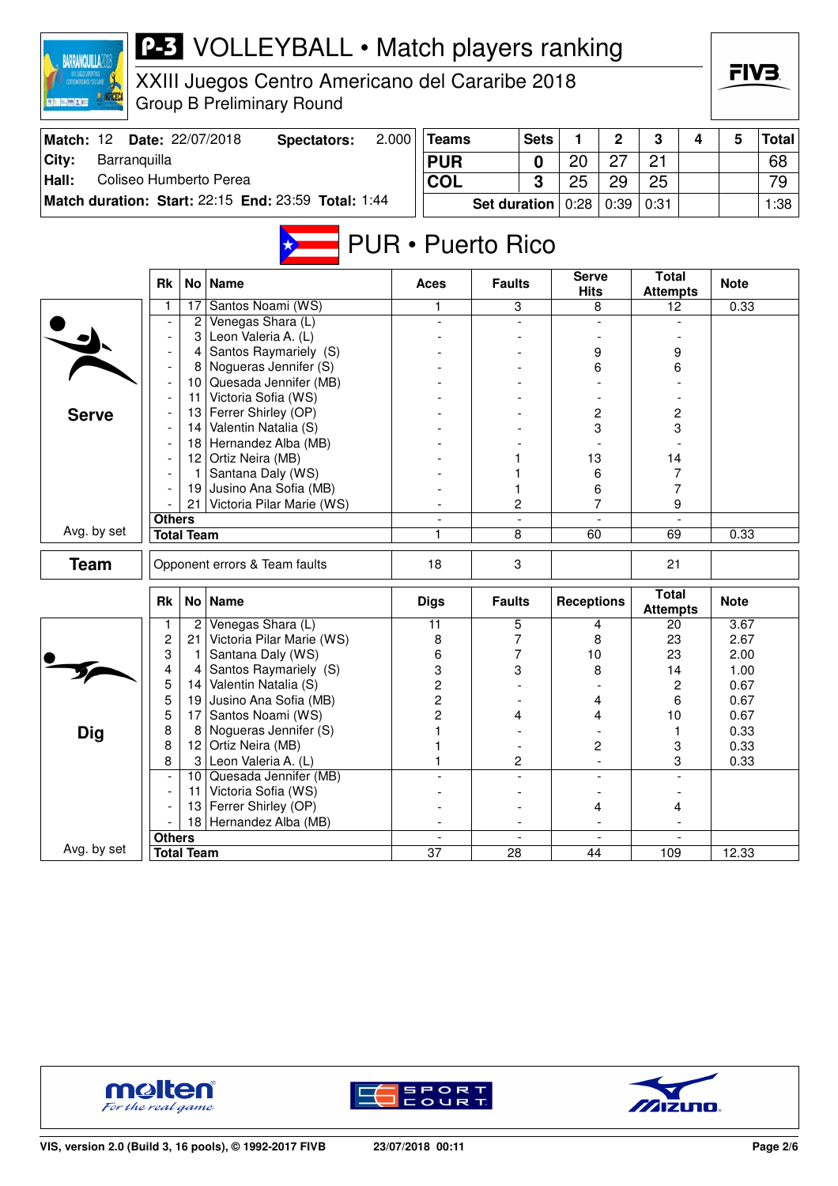# P-3 VOLLEYBALL • Match players ranking

XXIII Juegos Centro Americano del Cararibe 2018
Group B Preliminary Round

| Match: 12 | Date: 22/07/2018 | Spectators: 2.000 |
|---|---|---|
| City: | Barranquilla | |
| Hall: | Coliseo Humberto Perea | |
| Match duration: Start: 22:15 | End: 23:59 | Total: 1:44 |

| Teams | Sets | 1 | 2 | 3 | 4 | 5 | Total |
|---|---|---|---|---|---|---|---|
| PUR | 0 | 20 | 27 | 21 | | | 68 |
| COL | 3 | 25 | 29 | 25 | | | 79 |
| Set duration | | 0:28 | 0:39 | 0:31 | | | 1:38 |

## PUR • Puerto Rico

### Serve

| Rk | No | Name | Aces | Faults | Serve Hits | Total Attempts | Note |
|---|---|---|---|---|---|---|---|
| 1 | 17 | Santos Noami (WS) | 1 | 3 | 8 | 12 | 0.33 |
| - | 2 | Venegas Shara (L) | - | - | - | - | |
| - | 3 | Leon Valeria A. (L) | - | - | - | - | |
| - | 4 | Santos Raymariely (S) | - | - | 9 | 9 | |
| - | 8 | Nogueras Jennifer (S) | - | - | 6 | 6 | |
| - | 10 | Quesada Jennifer (MB) | - | - | - | - | |
| - | 11 | Victoria Sofia (WS) | - | - | - | - | |
| - | 13 | Ferrer Shirley (OP) | - | - | 2 | 2 | |
| - | 14 | Valentin Natalia (S) | - | - | 3 | 3 | |
| - | 18 | Hernandez Alba (MB) | - | - | - | - | |
| - | 12 | Ortiz Neira (MB) | - | 1 | 13 | 14 | |
| - | 1 | Santana Daly (WS) | - | 1 | 6 | 7 | |
| - | 19 | Jusino Ana Sofia (MB) | - | 1 | 6 | 7 | |
| - | 21 | Victoria Pilar Marie (WS) | - | 2 | 7 | 9 | |
| Others | | | - | - | - | - | |
| Total Team | | | 1 | 8 | 60 | 69 | 0.33 |

Avg. by set

### Team

| | Aces | Faults | | Total Attempts | Note |
|---|---|---|---|---|---|
| Opponent errors & Team faults | 18 | 3 | | 21 | |

### Dig

| Rk | No | Name | Digs | Faults | Receptions | Total Attempts | Note |
|---|---|---|---|---|---|---|---|
| 1 | 2 | Venegas Shara (L) | 11 | 5 | 4 | 20 | 3.67 |
| 2 | 21 | Victoria Pilar Marie (WS) | 8 | 7 | 8 | 23 | 2.67 |
| 3 | 1 | Santana Daly (WS) | 6 | 7 | 10 | 23 | 2.00 |
| 4 | 4 | Santos Raymariely (S) | 3 | 3 | 8 | 14 | 1.00 |
| 5 | 14 | Valentin Natalia (S) | 2 | - | - | 2 | 0.67 |
| 5 | 19 | Jusino Ana Sofia (MB) | 2 | - | 4 | 6 | 0.67 |
| 5 | 17 | Santos Noami (WS) | 2 | 4 | 4 | 10 | 0.67 |
| 8 | 8 | Nogueras Jennifer (S) | 1 | - | - | 1 | 0.33 |
| 8 | 12 | Ortiz Neira (MB) | 1 | - | 2 | 3 | 0.33 |
| 8 | 3 | Leon Valeria A. (L) | 1 | 2 | - | 3 | 0.33 |
| - | 10 | Quesada Jennifer (MB) | - | - | - | - | |
| - | 11 | Victoria Sofia (WS) | - | - | - | - | |
| - | 13 | Ferrer Shirley (OP) | - | - | 4 | 4 | |
| - | 18 | Hernandez Alba (MB) | - | - | - | - | |
| Others | | | - | - | - | - | |
| Total Team | | | 37 | 28 | 44 | 109 | 12.33 |

Avg. by set

VIS, version 2.0 (Build 3, 16 pools), © 1992-2017 FIVB — 23/07/2018 00:11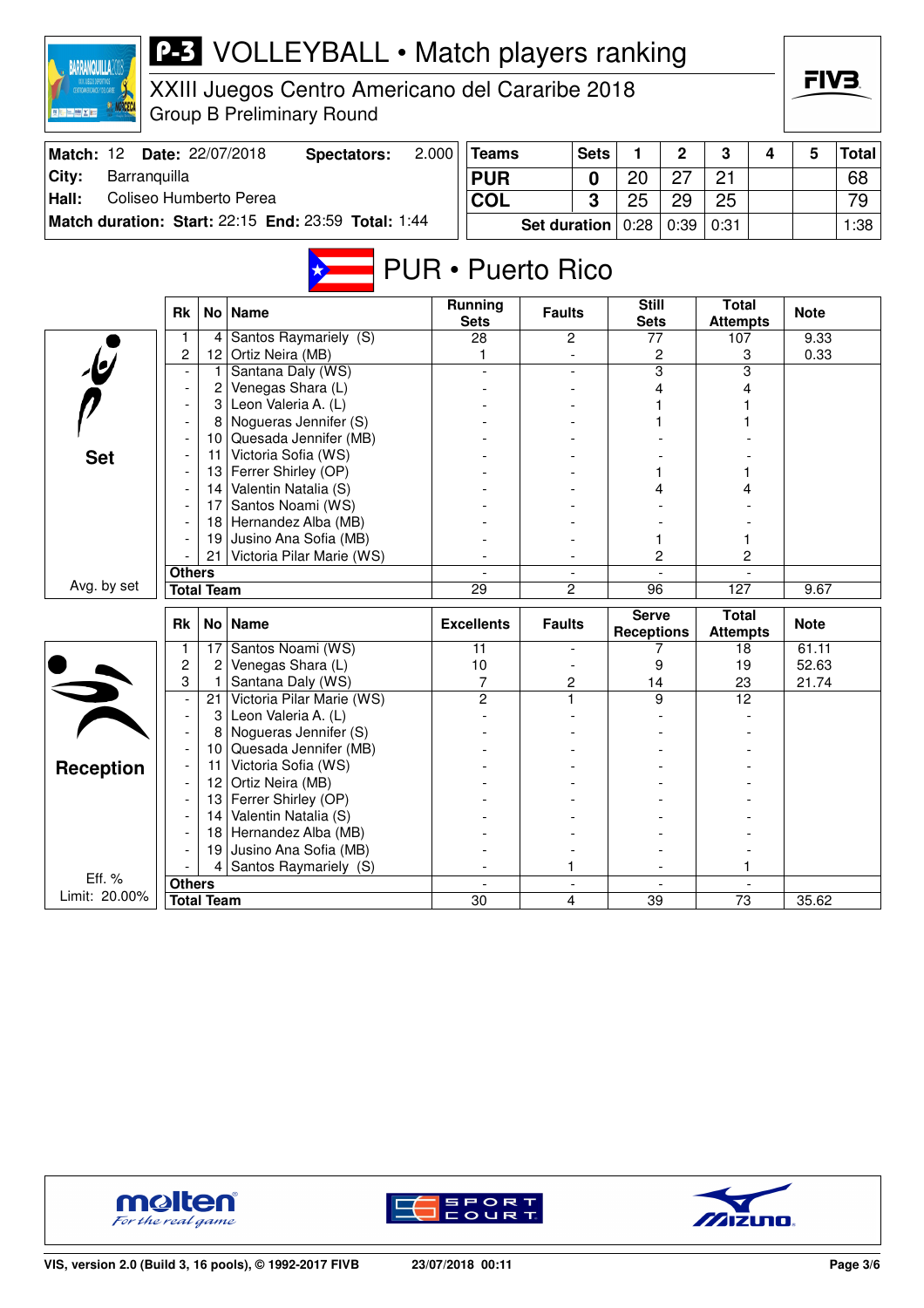# P-3 VOLLEYBALL • Match players ranking

XXIII Juegos Centro Americano del Cararibe 2018
Group B Preliminary Round

| Match: 12 | Date: 22/07/2018 | Spectators: | 2.000 |
|---|---|---|---|
| City: | Barranquilla | | |
| Hall: | Coliseo Humberto Perea | | |
| Match duration: | Start: 22:15 | End: 23:59 | Total: 1:44 |

| Teams | Sets | 1 | 2 | 3 | 4 | 5 | Total |
|---|---|---|---|---|---|---|---|
| PUR | 0 | 20 | 27 | 21 | | | 68 |
| COL | 3 | 25 | 29 | 25 | | | 79 |
| Set duration | | 0:28 | 0:39 | 0:31 | | | 1:38 |

## PUR • Puerto Rico

### Set

| Rk | No | Name | Running Sets | Faults | Still Sets | Total Attempts | Note |
|---|---|---|---|---|---|---|---|
| 1 | 4 | Santos Raymariely (S) | 28 | 2 | 77 | 107 | 9.33 |
| 2 | 12 | Ortiz Neira (MB) | 1 | - | 2 | 3 | 0.33 |
| - | 1 | Santana Daly (WS) | - | - | 3 | 3 | |
| - | 2 | Venegas Shara (L) | - | - | 4 | 4 | |
| - | 3 | Leon Valeria A. (L) | - | - | 1 | 1 | |
| - | 8 | Nogueras Jennifer (S) | - | - | 1 | 1 | |
| - | 10 | Quesada Jennifer (MB) | - | - | - | - | |
| - | 11 | Victoria Sofia (WS) | - | - | - | - | |
| - | 13 | Ferrer Shirley (OP) | - | - | 1 | 1 | |
| - | 14 | Valentin Natalia (S) | - | - | 4 | 4 | |
| - | 17 | Santos Noami (WS) | - | - | - | - | |
| - | 18 | Hernandez Alba (MB) | - | - | - | - | |
| - | 19 | Jusino Ana Sofia (MB) | - | - | 1 | 1 | |
| - | 21 | Victoria Pilar Marie (WS) | - | - | 2 | 2 | |
| Others | | | - | - | - | - | |
| Total Team | | | 29 | 2 | 96 | 127 | 9.67 |

Avg. by set

### Reception

| Rk | No | Name | Excellents | Faults | Serve Receptions | Total Attempts | Note |
|---|---|---|---|---|---|---|---|
| 1 | 17 | Santos Noami (WS) | 11 | - | 7 | 18 | 61.11 |
| 2 | 2 | Venegas Shara (L) | 10 | - | 9 | 19 | 52.63 |
| 3 | 1 | Santana Daly (WS) | 7 | 2 | 14 | 23 | 21.74 |
| - | 21 | Victoria Pilar Marie (WS) | 2 | 1 | 9 | 12 | |
| - | 3 | Leon Valeria A. (L) | - | - | - | - | |
| - | 8 | Nogueras Jennifer (S) | - | - | - | - | |
| - | 10 | Quesada Jennifer (MB) | - | - | - | - | |
| - | 11 | Victoria Sofia (WS) | - | - | - | - | |
| - | 12 | Ortiz Neira (MB) | - | - | - | - | |
| - | 13 | Ferrer Shirley (OP) | - | - | - | - | |
| - | 14 | Valentin Natalia (S) | - | - | - | - | |
| - | 18 | Hernandez Alba (MB) | - | - | - | - | |
| - | 19 | Jusino Ana Sofia (MB) | - | - | - | - | |
| - | 4 | Santos Raymariely (S) | - | 1 | - | 1 | |
| Others | | | - | - | - | - | |
| Total Team | | | 30 | 4 | 39 | 73 | 35.62 |

Eff. %
Limit: 20.00%

VIS, version 2.0 (Build 3, 16 pools), © 1992-2017 FIVB 23/07/2018 00:11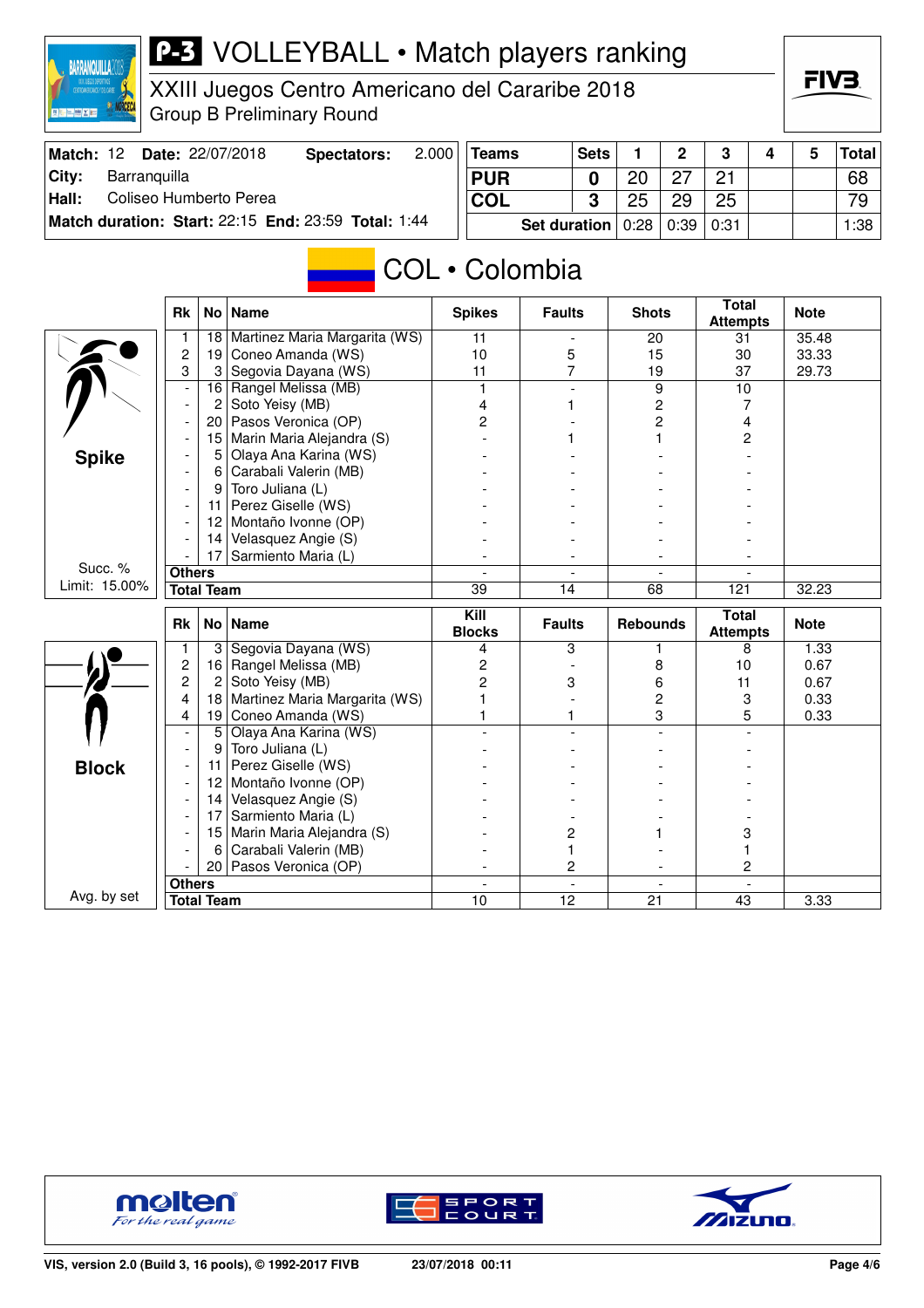# P-3 VOLLEYBALL • Match players ranking

XXIII Juegos Centro Americano del Cararibe 2018
Group B Preliminary Round

| Match: 12 | Date: 22/07/2018 | Spectators: | 2.000 |
|---|---|---|---|
| City: | Barranquilla | | |
| Hall: | Coliseo Humberto Perea | | |
| Match duration: | Start: 22:15 | End: 23:59 | Total: 1:44 |

| Teams | Sets | 1 | 2 | 3 | 4 | 5 | Total |
|---|---|---|---|---|---|---|---|
| PUR | 0 | 20 | 27 | 21 | | | 68 |
| COL | 3 | 25 | 29 | 25 | | | 79 |
| | Set duration | 0:28 | 0:39 | 0:31 | | | 1:38 |

## COL • Colombia

### Spike

Succ. % Limit: 15.00%

| Rk | No | Name | Spikes | Faults | Shots | Total Attempts | Note |
|---|---|---|---|---|---|---|---|
| 1 | 18 | Martinez Maria Margarita (WS) | 11 | - | 20 | 31 | 35.48 |
| 2 | 19 | Coneo Amanda (WS) | 10 | 5 | 15 | 30 | 33.33 |
| 3 | 3 | Segovia Dayana (WS) | 11 | 7 | 19 | 37 | 29.73 |
| - | 16 | Rangel Melissa (MB) | 1 | - | 9 | 10 | |
| - | 2 | Soto Yeisy (MB) | 4 | 1 | 2 | 7 | |
| - | 20 | Pasos Veronica (OP) | 2 | - | 2 | 4 | |
| - | 15 | Marin Maria Alejandra (S) | - | 1 | 1 | 2 | |
| - | 5 | Olaya Ana Karina (WS) | - | - | - | - | |
| - | 6 | Carabali Valerin (MB) | - | - | - | - | |
| - | 9 | Toro Juliana (L) | - | - | - | - | |
| - | 11 | Perez Giselle (WS) | - | - | - | - | |
| - | 12 | Montaño Ivonne (OP) | - | - | - | - | |
| - | 14 | Velasquez Angie (S) | - | - | - | - | |
| - | 17 | Sarmiento Maria (L) | - | - | - | - | |
| Others | | | - | - | - | - | |
| Total Team | | | 39 | 14 | 68 | 121 | 32.23 |

### Block

Avg. by set

| Rk | No | Name | Kill Blocks | Faults | Rebounds | Total Attempts | Note |
|---|---|---|---|---|---|---|---|
| 1 | 3 | Segovia Dayana (WS) | 4 | 3 | 1 | 8 | 1.33 |
| 2 | 16 | Rangel Melissa (MB) | 2 | - | 8 | 10 | 0.67 |
| 2 | 2 | Soto Yeisy (MB) | 2 | 3 | 6 | 11 | 0.67 |
| 4 | 18 | Martinez Maria Margarita (WS) | 1 | - | 2 | 3 | 0.33 |
| 4 | 19 | Coneo Amanda (WS) | 1 | 1 | 3 | 5 | 0.33 |
| - | 5 | Olaya Ana Karina (WS) | - | - | - | - | |
| - | 9 | Toro Juliana (L) | - | - | - | - | |
| - | 11 | Perez Giselle (WS) | - | - | - | - | |
| - | 12 | Montaño Ivonne (OP) | - | - | - | - | |
| - | 14 | Velasquez Angie (S) | - | - | - | - | |
| - | 17 | Sarmiento Maria (L) | - | - | - | - | |
| - | 15 | Marin Maria Alejandra (S) | - | 2 | 1 | 3 | |
| - | 6 | Carabali Valerin (MB) | - | 1 | - | 1 | |
| - | 20 | Pasos Veronica (OP) | - | 2 | - | 2 | |
| Others | | | - | - | - | - | |
| Total Team | | | 10 | 12 | 21 | 43 | 3.33 |

VIS, version 2.0 (Build 3, 16 pools), © 1992-2017 FIVB — 23/07/2018 00:11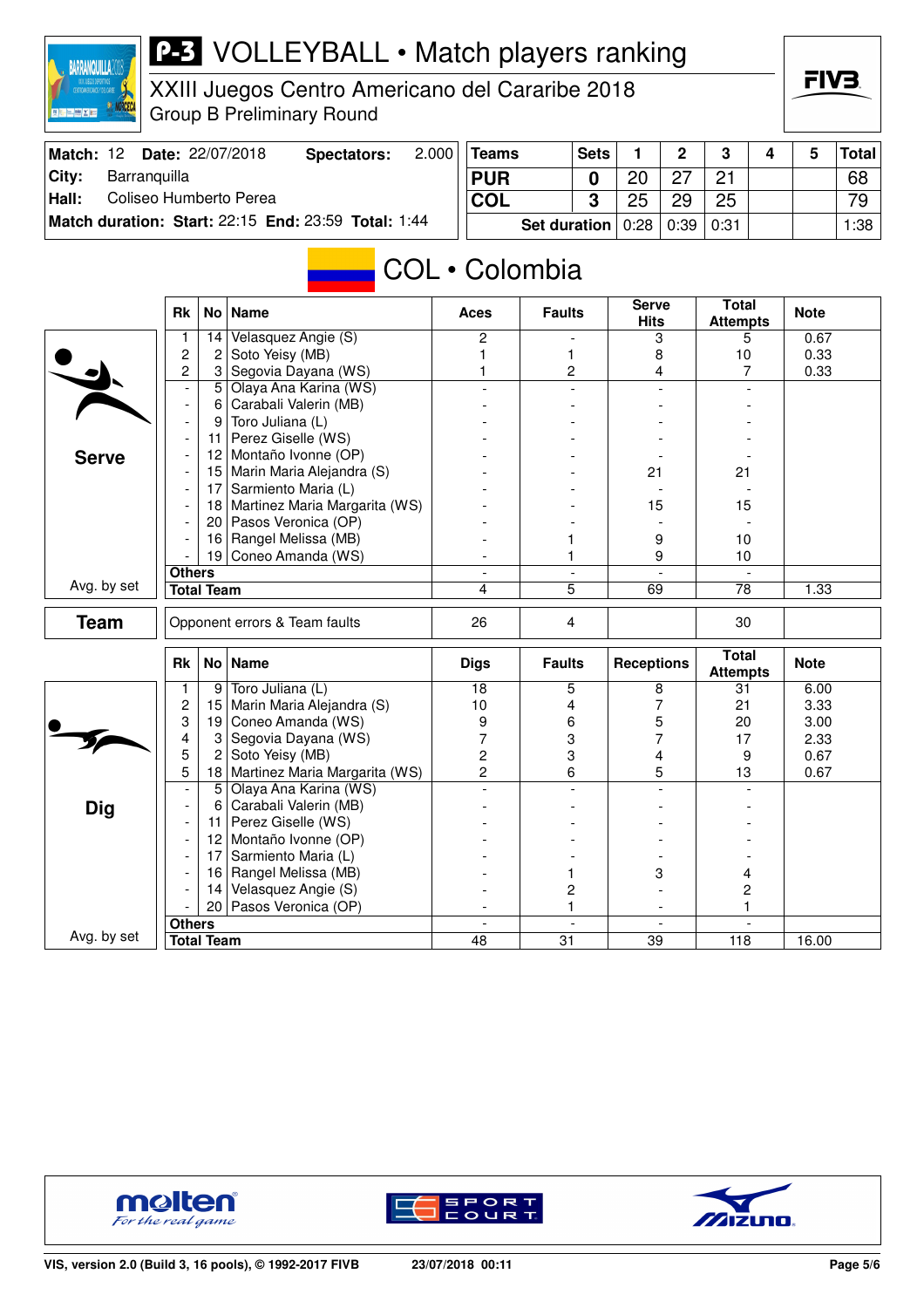# P-3 VOLLEYBALL • Match players ranking

XXIII Juegos Centro Americano del Cararibe 2018
Group B Preliminary Round

| Match: 12 | Date: 22/07/2018 | Spectators: | 2.000 |
|---|---|---|---|
| City: | Barranquilla | | |
| Hall: | Coliseo Humberto Perea | | |
| Match duration: | Start: 22:15 | End: 23:59 | Total: 1:44 |

| Teams | Sets | 1 | 2 | 3 | 4 | 5 | Total |
|---|---|---|---|---|---|---|---|
| PUR | 0 | 20 | 27 | 21 | | | 68 |
| COL | 3 | 25 | 29 | 25 | | | 79 |
| Set duration | | 0:28 | 0:39 | 0:31 | | | 1:38 |

## COL • Colombia

### Serve

| Rk | No | Name | Aces | Faults | Serve Hits | Total Attempts | Note |
|---|---|---|---|---|---|---|---|
| 1 | 14 | Velasquez Angie (S) | 2 | - | 3 | 5 | 0.67 |
| 2 | 2 | Soto Yeisy (MB) | 1 | 1 | 8 | 10 | 0.33 |
| 2 | 3 | Segovia Dayana (WS) | 1 | 2 | 4 | 7 | 0.33 |
| - | 5 | Olaya Ana Karina (WS) | - | - | - | - | |
| - | 6 | Carabali Valerin (MB) | - | - | - | - | |
| - | 9 | Toro Juliana (L) | - | - | - | - | |
| - | 11 | Perez Giselle (WS) | - | - | - | - | |
| - | 12 | Montaño Ivonne (OP) | - | - | - | - | |
| - | 15 | Marin Maria Alejandra (S) | - | - | 21 | 21 | |
| - | 17 | Sarmiento Maria (L) | - | - | - | - | |
| - | 18 | Martinez Maria Margarita (WS) | - | - | 15 | 15 | |
| - | 20 | Pasos Veronica (OP) | - | - | - | - | |
| - | 16 | Rangel Melissa (MB) | - | 1 | 9 | 10 | |
| - | 19 | Coneo Amanda (WS) | - | 1 | 9 | 10 | |
| Others | | | - | - | - | - | |
| Total Team | | | 4 | 5 | 69 | 78 | 1.33 |

Avg. by set

### Team

| | Aces | Faults | Serve Hits | Total Attempts | Note |
|---|---|---|---|---|---|
| Opponent errors & Team faults | 26 | 4 | | 30 | |

### Dig

| Rk | No | Name | Digs | Faults | Receptions | Total Attempts | Note |
|---|---|---|---|---|---|---|---|
| 1 | 9 | Toro Juliana (L) | 18 | 5 | 8 | 31 | 6.00 |
| 2 | 15 | Marin Maria Alejandra (S) | 10 | 4 | 7 | 21 | 3.33 |
| 3 | 19 | Coneo Amanda (WS) | 9 | 6 | 5 | 20 | 3.00 |
| 4 | 3 | Segovia Dayana (WS) | 7 | 3 | 7 | 17 | 2.33 |
| 5 | 2 | Soto Yeisy (MB) | 2 | 3 | 4 | 9 | 0.67 |
| 5 | 18 | Martinez Maria Margarita (WS) | 2 | 6 | 5 | 13 | 0.67 |
| - | 5 | Olaya Ana Karina (WS) | - | - | - | - | |
| - | 6 | Carabali Valerin (MB) | - | - | - | - | |
| - | 11 | Perez Giselle (WS) | - | - | - | - | |
| - | 12 | Montaño Ivonne (OP) | - | - | - | - | |
| - | 17 | Sarmiento Maria (L) | - | - | - | - | |
| - | 16 | Rangel Melissa (MB) | - | 1 | 3 | 4 | |
| - | 14 | Velasquez Angie (S) | - | 2 | - | 2 | |
| - | 20 | Pasos Veronica (OP) | - | 1 | - | 1 | |
| Others | | | - | - | - | - | |
| Total Team | | | 48 | 31 | 39 | 118 | 16.00 |

Avg. by set

VIS, version 2.0 (Build 3, 16 pools), © 1992-2017 FIVB — 23/07/2018 00:11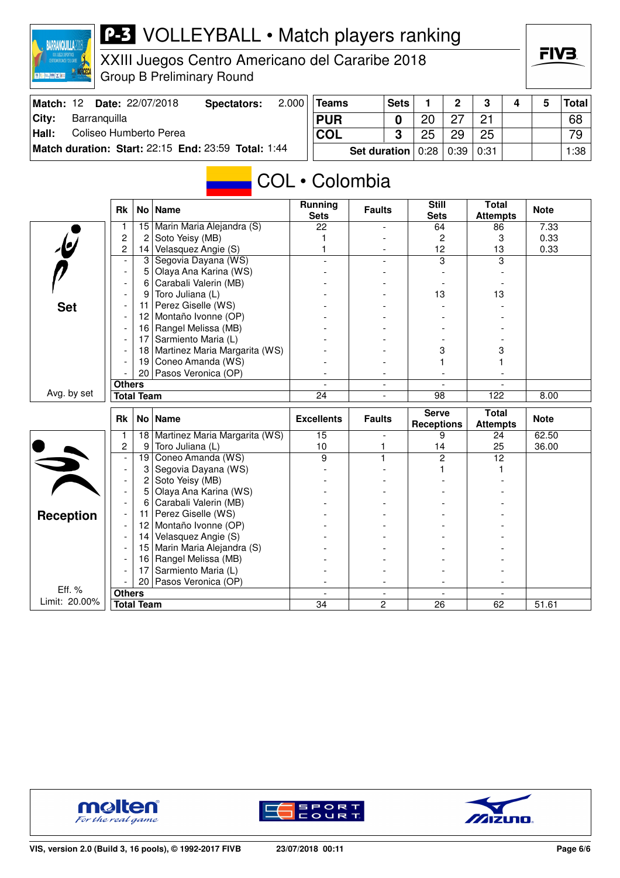# P-3 VOLLEYBALL • Match players ranking

XXIII Juegos Centro Americano del Cararibe 2018
Group B Preliminary Round

| | | | |
|---|---|---|---|
| **Match:** 12 | **Date:** 22/07/2018 | **Spectators:** | 2.000 |
| **City:** | Barranquilla | | |
| **Hall:** | Coliseo Humberto Perea | | |
| **Match duration: Start:** 22:15 | **End:** 23:59 | **Total:** 1:44 | |

| Teams | Sets | 1 | 2 | 3 | 4 | 5 | Total |
|---|---|---|---|---|---|---|---|
| PUR | 0 | 20 | 27 | 21 | | | 68 |
| COL | 3 | 25 | 29 | 25 | | | 79 |
| Set duration | | 0:28 | 0:39 | 0:31 | | | 1:38 |

## COL • Colombia

### Set

| Rk | No | Name | Running Sets | Faults | Still Sets | Total Attempts | Note |
|---|---|---|---|---|---|---|---|
| 1 | 15 | Marin Maria Alejandra (S) | 22 | - | 64 | 86 | 7.33 |
| 2 | 2 | Soto Yeisy (MB) | 1 | - | 2 | 3 | 0.33 |
| 2 | 14 | Velasquez Angie (S) | 1 | - | 12 | 13 | 0.33 |
| - | 3 | Segovia Dayana (WS) | - | - | 3 | 3 | |
| - | 5 | Olaya Ana Karina (WS) | - | - | - | - | |
| - | 6 | Carabali Valerin (MB) | - | - | - | - | |
| - | 9 | Toro Juliana (L) | - | - | 13 | 13 | |
| - | 11 | Perez Giselle (WS) | - | - | - | - | |
| - | 12 | Montaño Ivonne (OP) | - | - | - | - | |
| - | 16 | Rangel Melissa (MB) | - | - | - | - | |
| - | 17 | Sarmiento Maria (L) | - | - | - | - | |
| - | 18 | Martinez Maria Margarita (WS) | - | - | 3 | 3 | |
| - | 19 | Coneo Amanda (WS) | - | - | 1 | 1 | |
| - | 20 | Pasos Veronica (OP) | - | - | - | - | |
| Others | | | - | - | - | - | |
| Total Team | | | 24 | - | 98 | 122 | 8.00 |

Avg. by set

### Reception

| Rk | No | Name | Excellents | Faults | Serve Receptions | Total Attempts | Note |
|---|---|---|---|---|---|---|---|
| 1 | 18 | Martinez Maria Margarita (WS) | 15 | - | 9 | 24 | 62.50 |
| 2 | 9 | Toro Juliana (L) | 10 | 1 | 14 | 25 | 36.00 |
| - | 19 | Coneo Amanda (WS) | 9 | 1 | 2 | 12 | |
| - | 3 | Segovia Dayana (WS) | - | - | 1 | 1 | |
| - | 2 | Soto Yeisy (MB) | - | - | - | - | |
| - | 5 | Olaya Ana Karina (WS) | - | - | - | - | |
| - | 6 | Carabali Valerin (MB) | - | - | - | - | |
| - | 11 | Perez Giselle (WS) | - | - | - | - | |
| - | 12 | Montaño Ivonne (OP) | - | - | - | - | |
| - | 14 | Velasquez Angie (S) | - | - | - | - | |
| - | 15 | Marin Maria Alejandra (S) | - | - | - | - | |
| - | 16 | Rangel Melissa (MB) | - | - | - | - | |
| - | 17 | Sarmiento Maria (L) | - | - | - | - | |
| - | 20 | Pasos Veronica (OP) | - | - | - | - | |
| Others | | | - | - | - | - | |
| Total Team | | | 34 | 2 | 26 | 62 | 51.61 |

Eff. %
Limit: 20.00%

VIS, version 2.0 (Build 3, 16 pools), © 1992-2017 FIVB — 23/07/2018 00:11